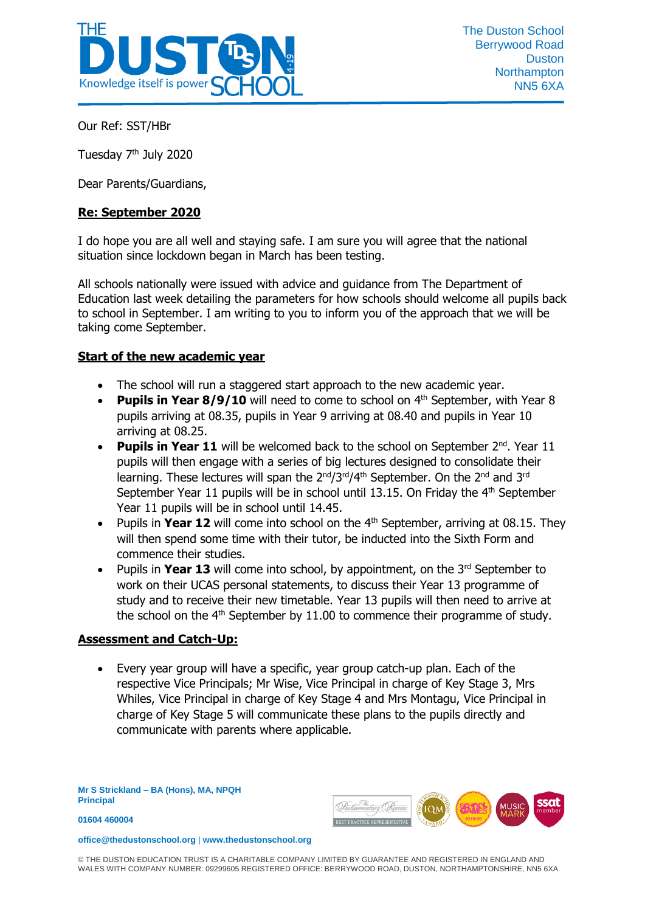The Duston School
Berrywood Road
Duston
Northampton
NN5 6XA

Our Ref: SST/HBr

Tuesday 7th July 2020

Dear Parents/Guardians,

**Re: September 2020**

I do hope you are all well and staying safe. I am sure you will agree that the national situation since lockdown began in March has been testing.

All schools nationally were issued with advice and guidance from The Department of Education last week detailing the parameters for how schools should welcome all pupils back to school in September. I am writing to you to inform you of the approach that we will be taking come September.

**Start of the new academic year**

- The school will run a staggered start approach to the new academic year.
- **Pupils in Year 8/9/10** will need to come to school on 4th September, with Year 8 pupils arriving at 08.35, pupils in Year 9 arriving at 08.40 and pupils in Year 10 arriving at 08.25.
- **Pupils in Year 11** will be welcomed back to the school on September 2nd. Year 11 pupils will then engage with a series of big lectures designed to consolidate their learning. These lectures will span the 2nd/3rd/4th September. On the 2nd and 3rd September Year 11 pupils will be in school until 13.15. On Friday the 4th September Year 11 pupils will be in school until 14.45.
- Pupils in **Year 12** will come into school on the 4th September, arriving at 08.15. They will then spend some time with their tutor, be inducted into the Sixth Form and commence their studies.
- Pupils in **Year 13** will come into school, by appointment, on the 3rd September to work on their UCAS personal statements, to discuss their Year 13 programme of study and to receive their new timetable. Year 13 pupils will then need to arrive at the school on the 4th September by 11.00 to commence their programme of study.

**Assessment and Catch-Up:**

- Every year group will have a specific, year group catch-up plan. Each of the respective Vice Principals; Mr Wise, Vice Principal in charge of Key Stage 3, Mrs Whiles, Vice Principal in charge of Key Stage 4 and Mrs Montagu, Vice Principal in charge of Key Stage 5 will communicate these plans to the pupils directly and communicate with parents where applicable.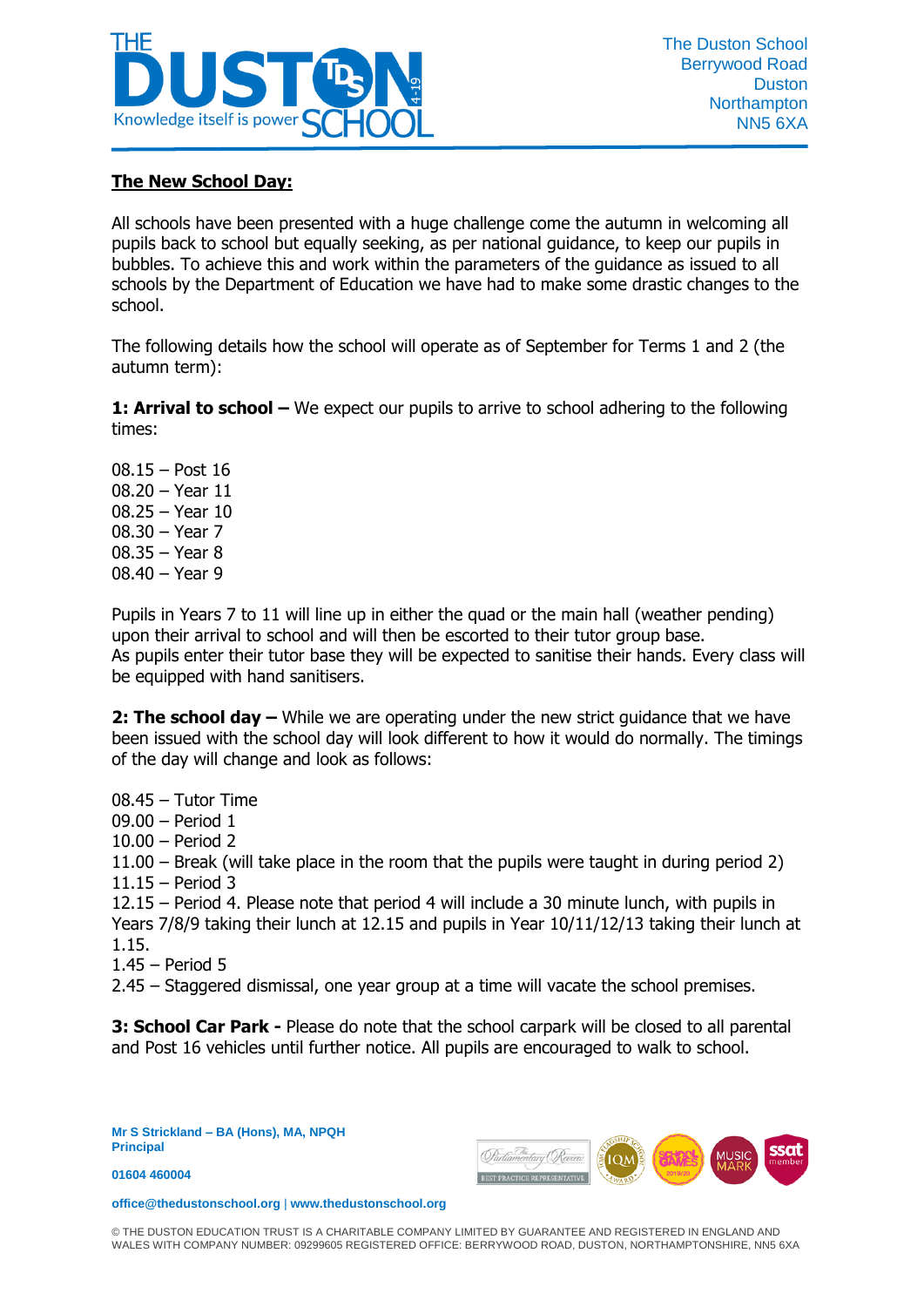The Duston School
Berrywood Road
Duston
Northampton
NN5 6XA

## The New School Day:

All schools have been presented with a huge challenge come the autumn in welcoming all pupils back to school but equally seeking, as per national guidance, to keep our pupils in bubbles. To achieve this and work within the parameters of the guidance as issued to all schools by the Department of Education we have had to make some drastic changes to the school.

The following details how the school will operate as of September for Terms 1 and 2 (the autumn term):

**1: Arrival to school –** We expect our pupils to arrive to school adhering to the following times:

08.15 – Post 16
08.20 – Year 11
08.25 – Year 10
08.30 – Year 7
08.35 – Year 8
08.40 – Year 9

Pupils in Years 7 to 11 will line up in either the quad or the main hall (weather pending) upon their arrival to school and will then be escorted to their tutor group base.
As pupils enter their tutor base they will be expected to sanitise their hands. Every class will be equipped with hand sanitisers.

**2: The school day –** While we are operating under the new strict guidance that we have been issued with the school day will look different to how it would do normally. The timings of the day will change and look as follows:

08.45 – Tutor Time
09.00 – Period 1
10.00 – Period 2
11.00 – Break (will take place in the room that the pupils were taught in during period 2)
11.15 – Period 3
12.15 – Period 4. Please note that period 4 will include a 30 minute lunch, with pupils in Years 7/8/9 taking their lunch at 12.15 and pupils in Year 10/11/12/13 taking their lunch at 1.15.
1.45 – Period 5
2.45 – Staggered dismissal, one year group at a time will vacate the school premises.

**3: School Car Park -** Please do note that the school carpark will be closed to all parental and Post 16 vehicles until further notice. All pupils are encouraged to walk to school.

**Mr S Strickland – BA (Hons), MA, NPQH**
**Principal**

**01604 460004**

**office@thedustonschool.org | www.thedustonschool.org**

© THE DUSTON EDUCATION TRUST IS A CHARITABLE COMPANY LIMITED BY GUARANTEE AND REGISTERED IN ENGLAND AND WALES WITH COMPANY NUMBER: 09299605 REGISTERED OFFICE: BERRYWOOD ROAD, DUSTON, NORTHAMPTONSHIRE, NN5 6XA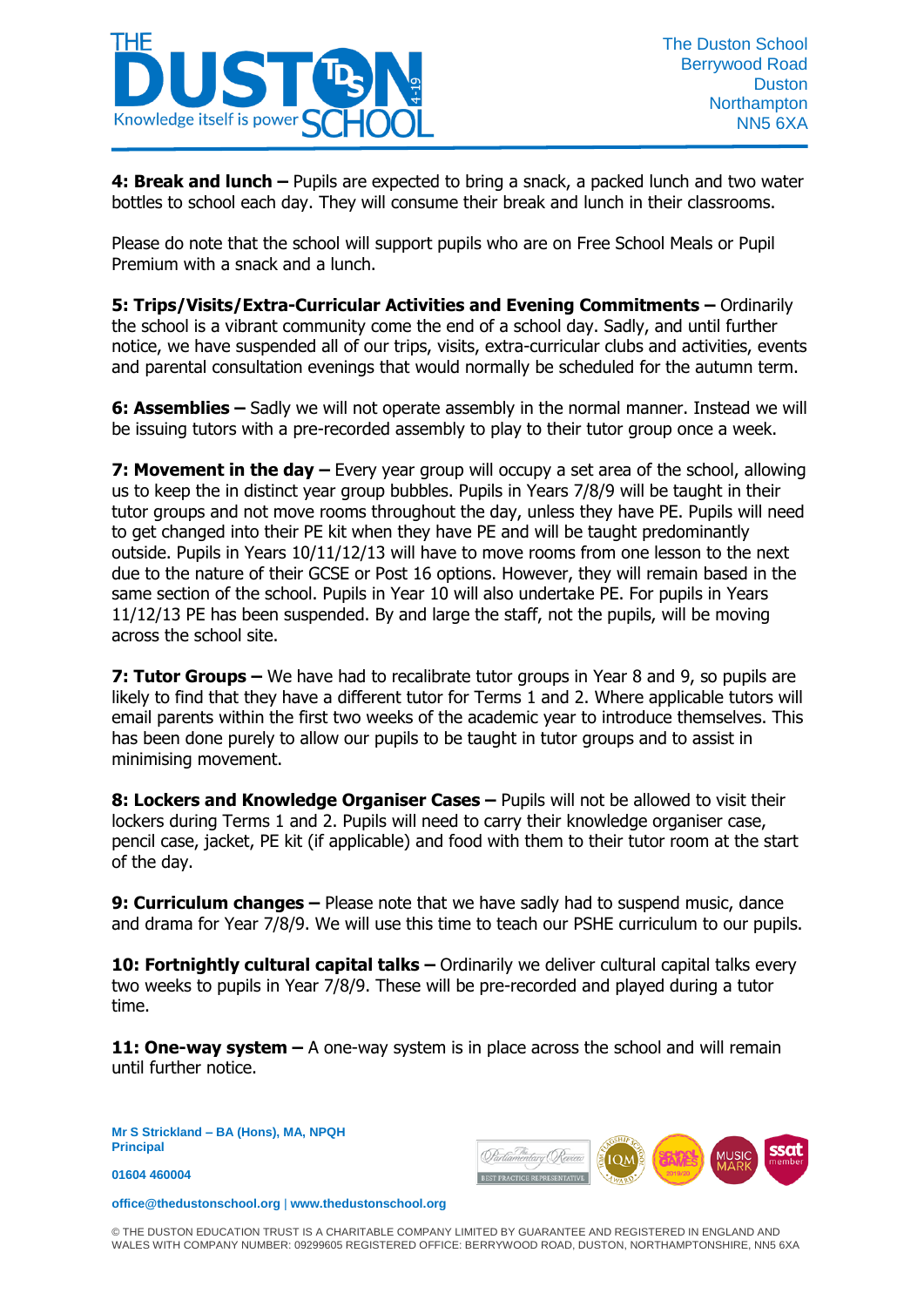**4: Break and lunch –** Pupils are expected to bring a snack, a packed lunch and two water bottles to school each day. They will consume their break and lunch in their classrooms.

Please do note that the school will support pupils who are on Free School Meals or Pupil Premium with a snack and a lunch.

**5: Trips/Visits/Extra-Curricular Activities and Evening Commitments –** Ordinarily the school is a vibrant community come the end of a school day. Sadly, and until further notice, we have suspended all of our trips, visits, extra-curricular clubs and activities, events and parental consultation evenings that would normally be scheduled for the autumn term.

**6: Assemblies –** Sadly we will not operate assembly in the normal manner. Instead we will be issuing tutors with a pre-recorded assembly to play to their tutor group once a week.

**7: Movement in the day –** Every year group will occupy a set area of the school, allowing us to keep the in distinct year group bubbles. Pupils in Years 7/8/9 will be taught in their tutor groups and not move rooms throughout the day, unless they have PE. Pupils will need to get changed into their PE kit when they have PE and will be taught predominantly outside. Pupils in Years 10/11/12/13 will have to move rooms from one lesson to the next due to the nature of their GCSE or Post 16 options. However, they will remain based in the same section of the school. Pupils in Year 10 will also undertake PE. For pupils in Years 11/12/13 PE has been suspended. By and large the staff, not the pupils, will be moving across the school site.

**7: Tutor Groups –** We have had to recalibrate tutor groups in Year 8 and 9, so pupils are likely to find that they have a different tutor for Terms 1 and 2. Where applicable tutors will email parents within the first two weeks of the academic year to introduce themselves. This has been done purely to allow our pupils to be taught in tutor groups and to assist in minimising movement.

**8: Lockers and Knowledge Organiser Cases –** Pupils will not be allowed to visit their lockers during Terms 1 and 2. Pupils will need to carry their knowledge organiser case, pencil case, jacket, PE kit (if applicable) and food with them to their tutor room at the start of the day.

**9: Curriculum changes –** Please note that we have sadly had to suspend music, dance and drama for Year 7/8/9. We will use this time to teach our PSHE curriculum to our pupils.

**10: Fortnightly cultural capital talks –** Ordinarily we deliver cultural capital talks every two weeks to pupils in Year 7/8/9. These will be pre-recorded and played during a tutor time.

**11: One-way system –** A one-way system is in place across the school and will remain until further notice.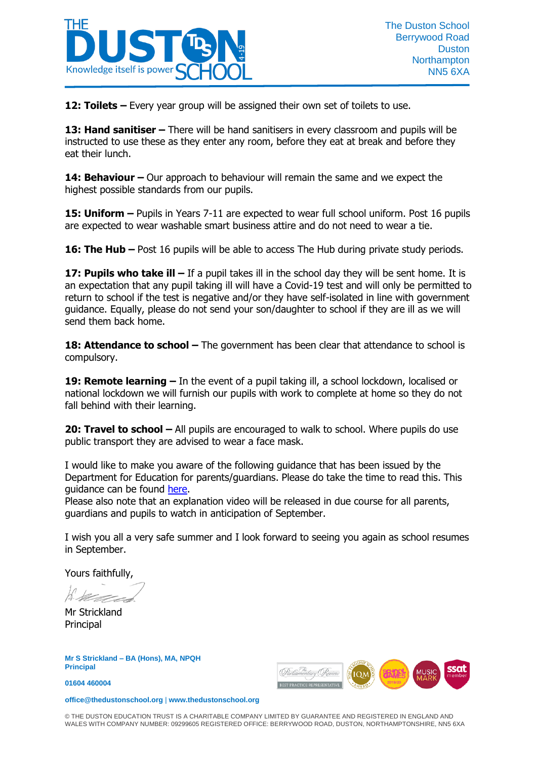The Duston School
Berrywood Road
Duston
Northampton
NN5 6XA

**12: Toilets –** Every year group will be assigned their own set of toilets to use.

**13: Hand sanitiser –** There will be hand sanitisers in every classroom and pupils will be instructed to use these as they enter any room, before they eat at break and before they eat their lunch.

**14: Behaviour –** Our approach to behaviour will remain the same and we expect the highest possible standards from our pupils.

**15: Uniform –** Pupils in Years 7-11 are expected to wear full school uniform. Post 16 pupils are expected to wear washable smart business attire and do not need to wear a tie.

**16: The Hub –** Post 16 pupils will be able to access The Hub during private study periods.

**17: Pupils who take ill –** If a pupil takes ill in the school day they will be sent home. It is an expectation that any pupil taking ill will have a Covid-19 test and will only be permitted to return to school if the test is negative and/or they have self-isolated in line with government guidance. Equally, please do not send your son/daughter to school if they are ill as we will send them back home.

**18: Attendance to school –** The government has been clear that attendance to school is compulsory.

**19: Remote learning –** In the event of a pupil taking ill, a school lockdown, localised or national lockdown we will furnish our pupils with work to complete at home so they do not fall behind with their learning.

**20: Travel to school –** All pupils are encouraged to walk to school. Where pupils do use public transport they are advised to wear a face mask.

I would like to make you aware of the following guidance that has been issued by the Department for Education for parents/guardians. Please do take the time to read this. This guidance can be found here.
Please also note that an explanation video will be released in due course for all parents, guardians and pupils to watch in anticipation of September.

I wish you all a very safe summer and I look forward to seeing you again as school resumes in September.

Yours faithfully,

Mr Strickland
Principal

**Mr S Strickland – BA (Hons), MA, NPQH**
**Principal**

**01604 460004**

**office@thedustonschool.org | www.thedustonschool.org**

© THE DUSTON EDUCATION TRUST IS A CHARITABLE COMPANY LIMITED BY GUARANTEE AND REGISTERED IN ENGLAND AND WALES WITH COMPANY NUMBER: 09299605 REGISTERED OFFICE: BERRYWOOD ROAD, DUSTON, NORTHAMPTONSHIRE, NN5 6XA